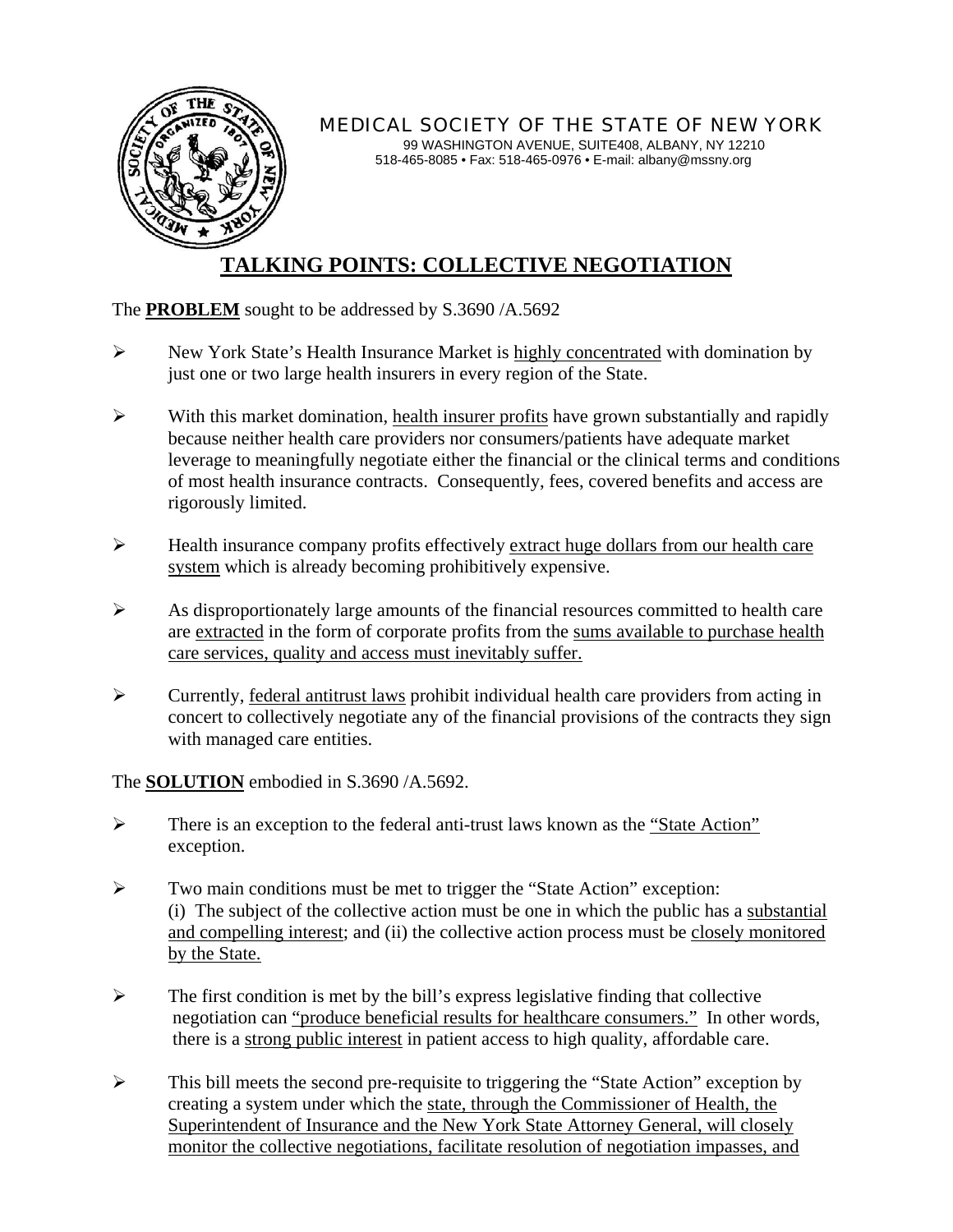MEDICAL SOCIETY OF THE STATE OF NEW YORK
99 WASHINGTON AVENUE, SUITE408, ALBANY, NY 12210
518-465-8085 • Fax: 518-465-0976 • E-mail: albany@mssny.org

# TALKING POINTS: COLLECTIVE NEGOTIATION

The **PROBLEM** sought to be addressed by S.3690 /A.5692

- New York State's Health Insurance Market is highly concentrated with domination by just one or two large health insurers in every region of the State.
- With this market domination, health insurer profits have grown substantially and rapidly because neither health care providers nor consumers/patients have adequate market leverage to meaningfully negotiate either the financial or the clinical terms and conditions of most health insurance contracts. Consequently, fees, covered benefits and access are rigorously limited.
- Health insurance company profits effectively extract huge dollars from our health care system which is already becoming prohibitively expensive.
- As disproportionately large amounts of the financial resources committed to health care are extracted in the form of corporate profits from the sums available to purchase health care services, quality and access must inevitably suffer.
- Currently, federal antitrust laws prohibit individual health care providers from acting in concert to collectively negotiate any of the financial provisions of the contracts they sign with managed care entities.

The **SOLUTION** embodied in S.3690 /A.5692.

- There is an exception to the federal anti-trust laws known as the "State Action" exception.
- Two main conditions must be met to trigger the "State Action" exception:
  (i) The subject of the collective action must be one in which the public has a substantial and compelling interest; and (ii) the collective action process must be closely monitored by the State.
- The first condition is met by the bill's express legislative finding that collective negotiation can "produce beneficial results for healthcare consumers." In other words, there is a strong public interest in patient access to high quality, affordable care.
- This bill meets the second pre-requisite to triggering the "State Action" exception by creating a system under which the state, through the Commissioner of Health, the Superintendent of Insurance and the New York State Attorney General, will closely monitor the collective negotiations, facilitate resolution of negotiation impasses, and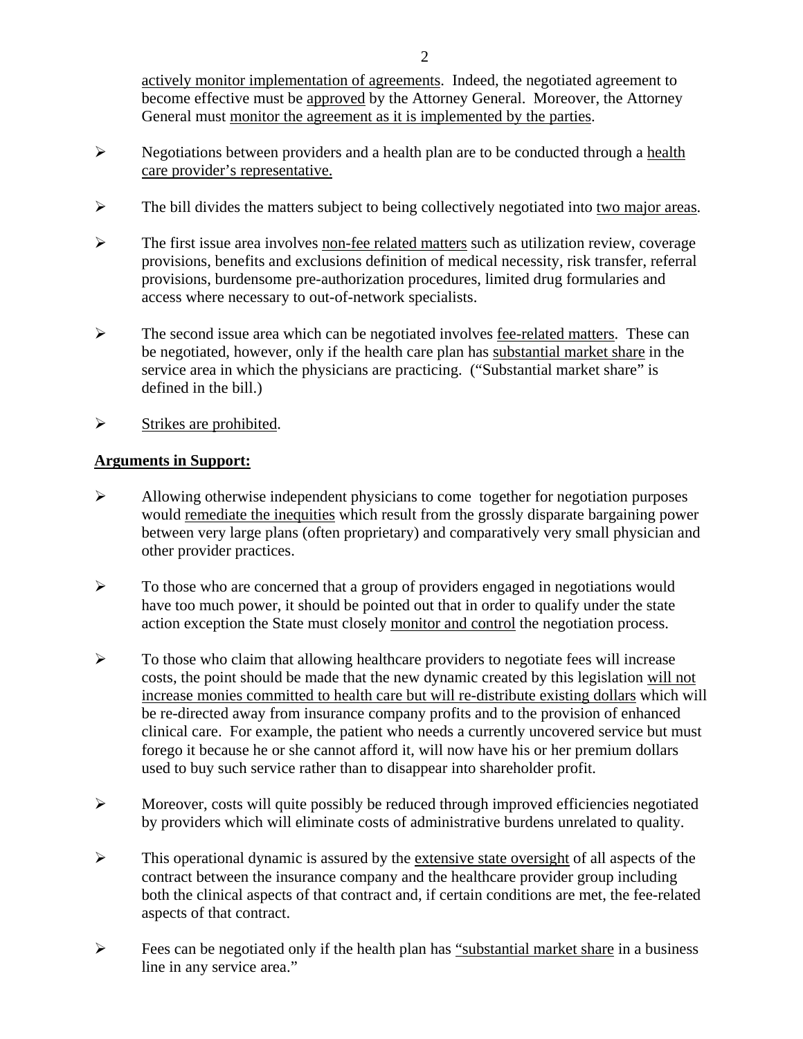actively monitor implementation of agreements. Indeed, the negotiated agreement to become effective must be approved by the Attorney General. Moreover, the Attorney General must monitor the agreement as it is implemented by the parties.

- Negotiations between providers and a health plan are to be conducted through a health care provider's representative.
- The bill divides the matters subject to being collectively negotiated into two major areas.
- The first issue area involves non-fee related matters such as utilization review, coverage provisions, benefits and exclusions definition of medical necessity, risk transfer, referral provisions, burdensome pre-authorization procedures, limited drug formularies and access where necessary to out-of-network specialists.
- The second issue area which can be negotiated involves fee-related matters. These can be negotiated, however, only if the health care plan has substantial market share in the service area in which the physicians are practicing. ("Substantial market share" is defined in the bill.)
- Strikes are prohibited.

**Arguments in Support:**

- Allowing otherwise independent physicians to come together for negotiation purposes would remediate the inequities which result from the grossly disparate bargaining power between very large plans (often proprietary) and comparatively very small physician and other provider practices.
- To those who are concerned that a group of providers engaged in negotiations would have too much power, it should be pointed out that in order to qualify under the state action exception the State must closely monitor and control the negotiation process.
- To those who claim that allowing healthcare providers to negotiate fees will increase costs, the point should be made that the new dynamic created by this legislation will not increase monies committed to health care but will re-distribute existing dollars which will be re-directed away from insurance company profits and to the provision of enhanced clinical care. For example, the patient who needs a currently uncovered service but must forego it because he or she cannot afford it, will now have his or her premium dollars used to buy such service rather than to disappear into shareholder profit.
- Moreover, costs will quite possibly be reduced through improved efficiencies negotiated by providers which will eliminate costs of administrative burdens unrelated to quality.
- This operational dynamic is assured by the extensive state oversight of all aspects of the contract between the insurance company and the healthcare provider group including both the clinical aspects of that contract and, if certain conditions are met, the fee-related aspects of that contract.
- Fees can be negotiated only if the health plan has "substantial market share in a business line in any service area."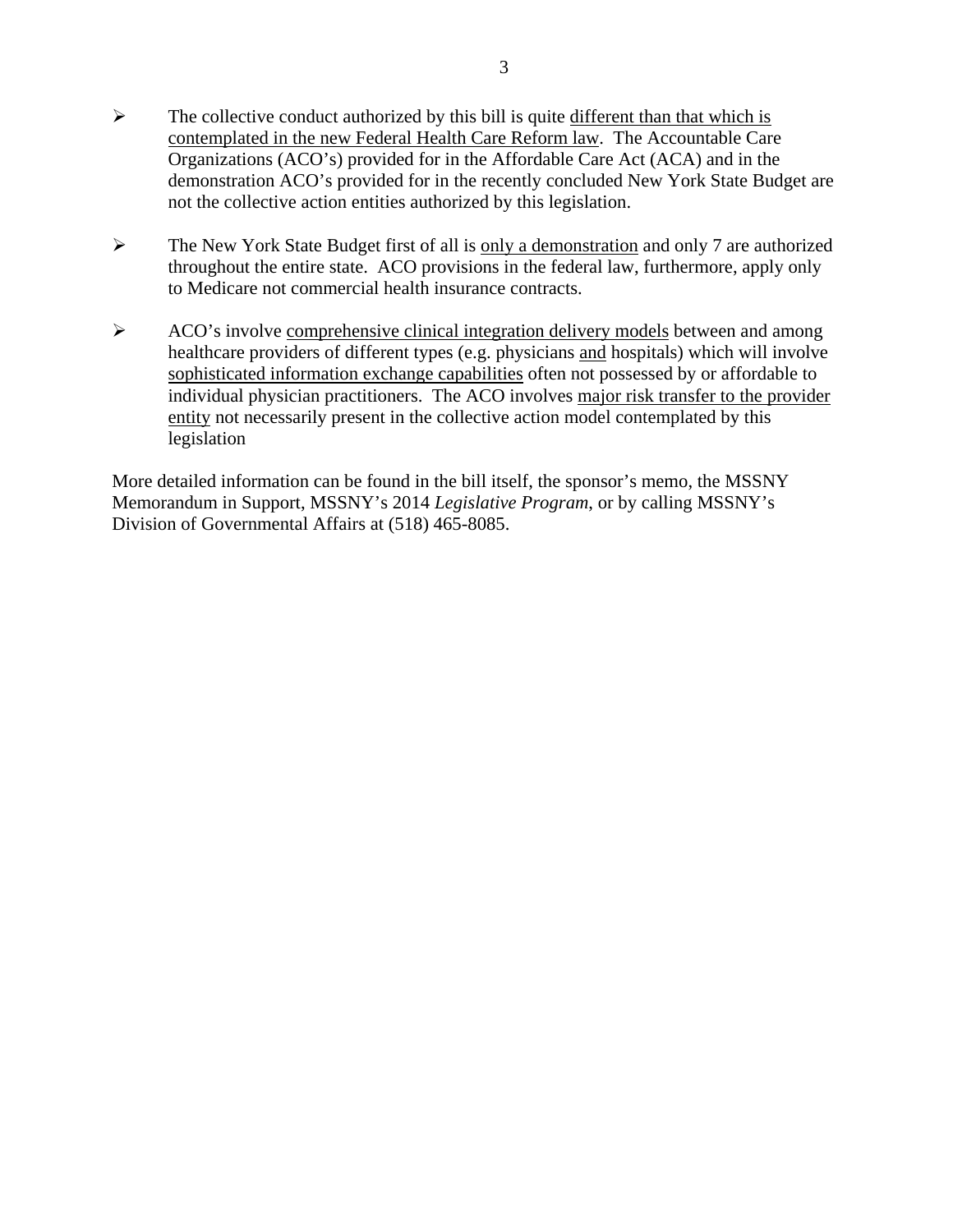- The collective conduct authorized by this bill is quite <u>different than that which is contemplated in the new Federal Health Care Reform law</u>. The Accountable Care Organizations (ACO's) provided for in the Affordable Care Act (ACA) and in the demonstration ACO's provided for in the recently concluded New York State Budget are not the collective action entities authorized by this legislation.

- The New York State Budget first of all is <u>only a demonstration</u> and only 7 are authorized throughout the entire state. ACO provisions in the federal law, furthermore, apply only to Medicare not commercial health insurance contracts.

- ACO's involve <u>comprehensive clinical integration delivery models</u> between and among healthcare providers of different types (e.g. physicians <u>and</u> hospitals) which will involve <u>sophisticated information exchange capabilities</u> often not possessed by or affordable to individual physician practitioners. The ACO involves <u>major risk transfer to the provider entity</u> not necessarily present in the collective action model contemplated by this legislation

More detailed information can be found in the bill itself, the sponsor's memo, the MSSNY Memorandum in Support, MSSNY's 2014 *Legislative Program*, or by calling MSSNY's Division of Governmental Affairs at (518) 465-8085.